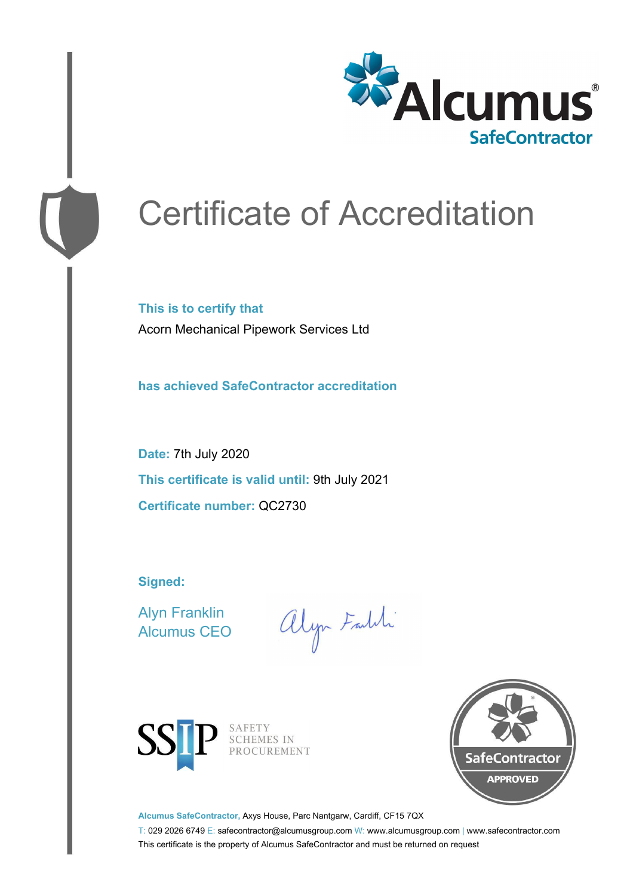Alcumus®
SafeContractor

# Certificate of Accreditation

**This is to certify that**

Acorn Mechanical Pipework Services Ltd

**has achieved SafeContractor accreditation**

**Date:** 7th July 2020

**This certificate is valid until:** 9th July 2021

**Certificate number:** QC2730

**Signed:**

Alyn Franklin
Alcumus CEO

SSIP SAFETY SCHEMES IN PROCUREMENT

SafeContractor APPROVED

**Alcumus SafeContractor,** Axys House, Parc Nantgarw, Cardiff, CF15 7QX

T: 029 2026 6749 E: safecontractor@alcumusgroup.com W: www.alcumusgroup.com | www.safecontractor.com

This certificate is the property of Alcumus SafeContractor and must be returned on request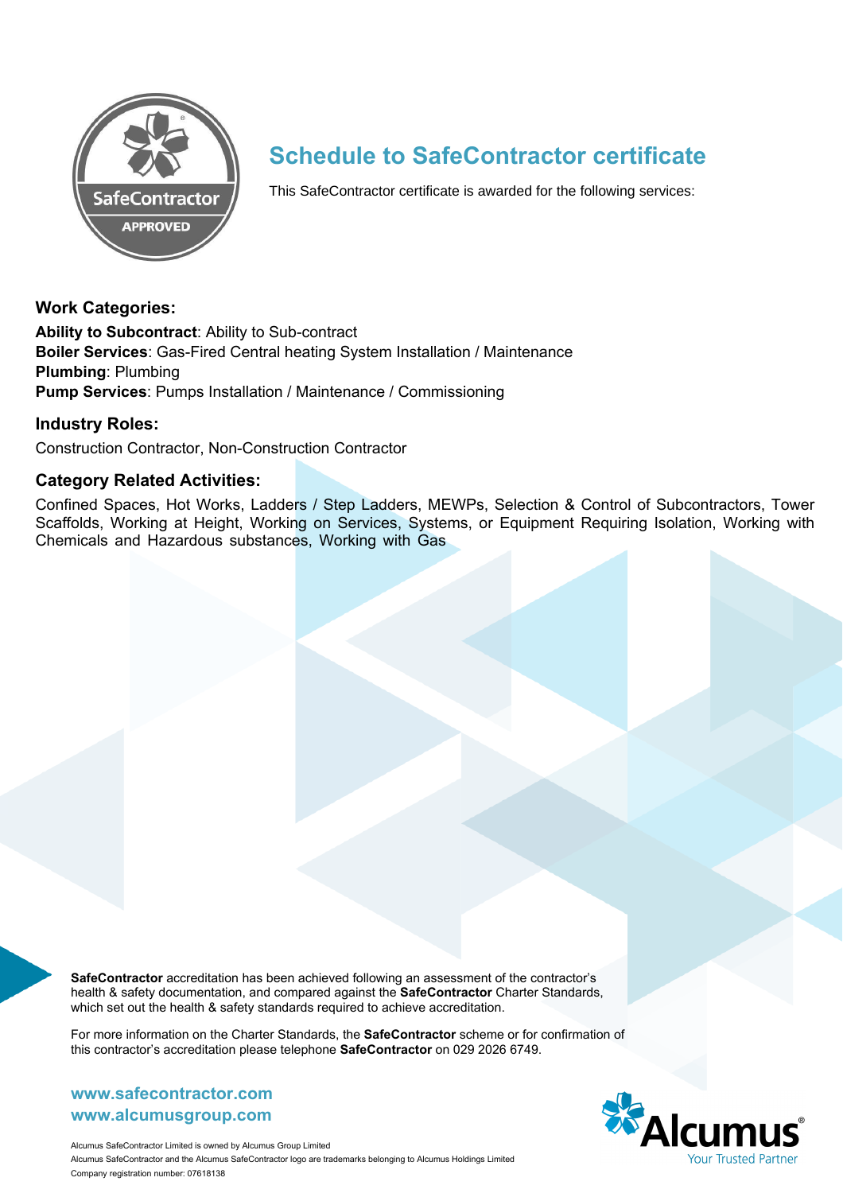# Schedule to SafeContractor certificate

This SafeContractor certificate is awarded for the following services:

## Work Categories:

**Ability to Subcontract**: Ability to Sub-contract
**Boiler Services**: Gas-Fired Central heating System Installation / Maintenance
**Plumbing**: Plumbing
**Pump Services**: Pumps Installation / Maintenance / Commissioning

## Industry Roles:

Construction Contractor, Non-Construction Contractor

## Category Related Activities:

Confined Spaces, Hot Works, Ladders / Step Ladders, MEWPs, Selection & Control of Subcontractors, Tower Scaffolds, Working at Height, Working on Services, Systems, or Equipment Requiring Isolation, Working with Chemicals and Hazardous substances, Working with Gas

**SafeContractor** accreditation has been achieved following an assessment of the contractor's health & safety documentation, and compared against the **SafeContractor** Charter Standards, which set out the health & safety standards required to achieve accreditation.

For more information on the Charter Standards, the **SafeContractor** scheme or for confirmation of this contractor's accreditation please telephone **SafeContractor** on 029 2026 6749.

**www.safecontractor.com**
**www.alcumusgroup.com**

Alcumus SafeContractor Limited is owned by Alcumus Group Limited
Alcumus SafeContractor and the Alcumus SafeContractor logo are trademarks belonging to Alcumus Holdings Limited
Company registration number: 07618138

Alcumus®
Your Trusted Partner